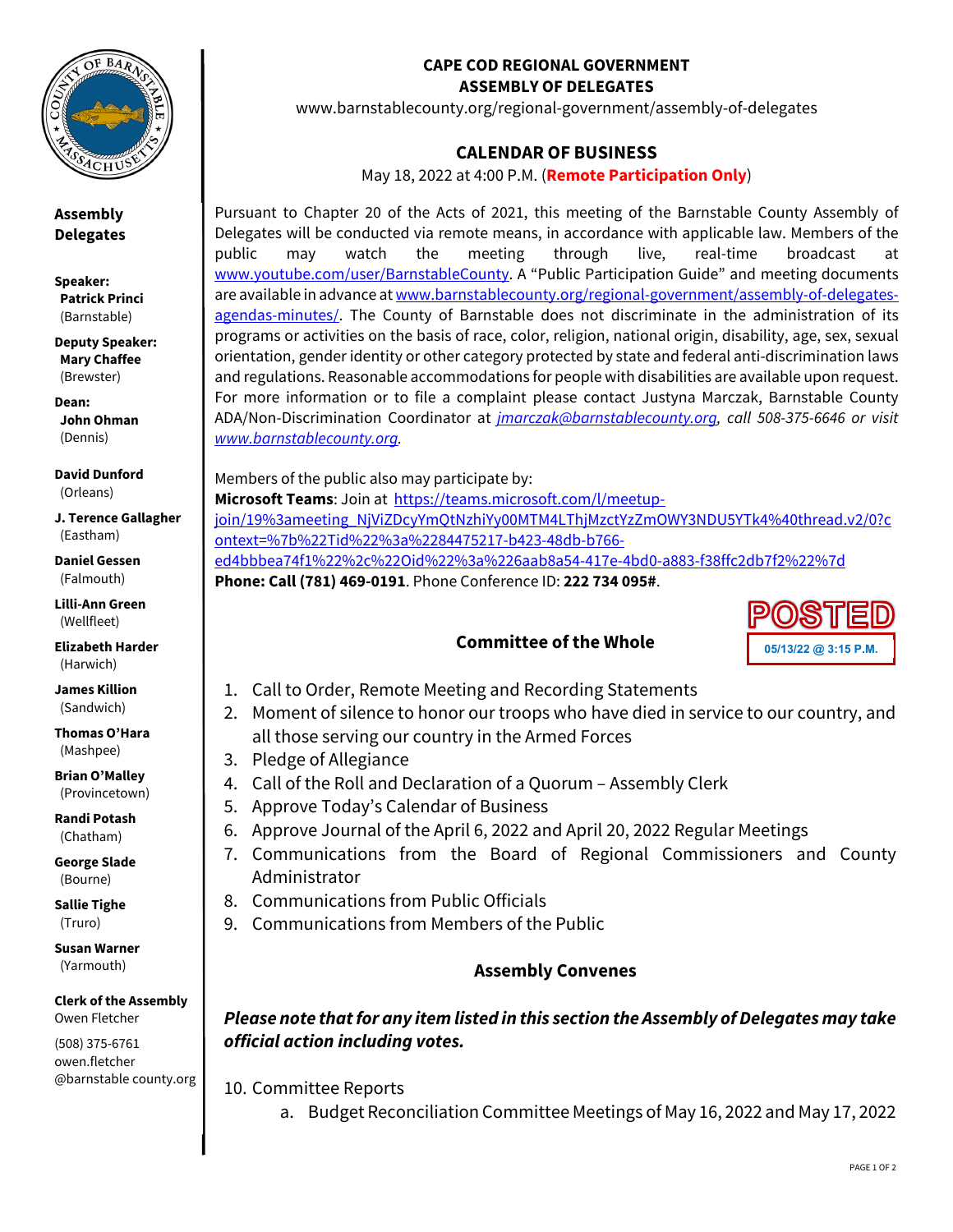# CAPE COD REGIONAL GOVERNMENT
## ASSEMBLY OF DELEGATES

www.barnstablecounty.org/regional-government/assembly-of-delegates

**Assembly Delegates**

**Speaker:** **Patrick Princi** (Barnstable)

**Deputy Speaker:** **Mary Chaffee** (Brewster)

**Dean:** **John Ohman** (Dennis)

**David Dunford** (Orleans)

**J. Terence Gallagher** (Eastham)

**Daniel Gessen** (Falmouth)

**Lilli-Ann Green** (Wellfleet)

**Elizabeth Harder** (Harwich)

**James Killion** (Sandwich)

**Thomas O'Hara** (Mashpee)

**Brian O'Malley** (Provincetown)

**Randi Potash** (Chatham)

**George Slade** (Bourne)

**Sallie Tighe** (Truro)

**Susan Warner** (Yarmouth)

**Clerk of the Assembly**
Owen Fletcher
(508) 375-6761
owen.fletcher@barnstable county.org

## CALENDAR OF BUSINESS

May 18, 2022 at 4:00 P.M. (**Remote Participation Only**)

Pursuant to Chapter 20 of the Acts of 2021, this meeting of the Barnstable County Assembly of Delegates will be conducted via remote means, in accordance with applicable law. Members of the public may watch the meeting through live, real-time broadcast at www.youtube.com/user/BarnstableCounty. A "Public Participation Guide" and meeting documents are available in advance at www.barnstablecounty.org/regional-government/assembly-of-delegates-agendas-minutes/. The County of Barnstable does not discriminate in the administration of its programs or activities on the basis of race, color, religion, national origin, disability, age, sex, sexual orientation, gender identity or other category protected by state and federal anti-discrimination laws and regulations. Reasonable accommodations for people with disabilities are available upon request. For more information or to file a complaint please contact Justyna Marczak, Barnstable County ADA/Non-Discrimination Coordinator at *jmarczak@barnstablecounty.org, call 508-375-6646 or visit www.barnstablecounty.org.*

Members of the public also may participate by:
**Microsoft Teams**: Join at https://teams.microsoft.com/l/meetup-join/19%3ameeting_NjViZDcyYmQtNzhiYy00MTM4LThjMzctYzZmOWY3NDU5YTk4%40thread.v2/0?context=%7b%22Tid%22%3a%2284475217-b423-48db-b766-ed4bbbea74f1%22%2c%22Oid%22%3a%226aab8a54-417e-4bd0-a883-f38ffc2db7f2%22%7d
**Phone: Call (781) 469-0191**. Phone Conference ID: **222 734 095#**.

POSTED 05/13/22 @ 3:15 P.M.

### Committee of the Whole

1. Call to Order, Remote Meeting and Recording Statements
2. Moment of silence to honor our troops who have died in service to our country, and all those serving our country in the Armed Forces
3. Pledge of Allegiance
4. Call of the Roll and Declaration of a Quorum – Assembly Clerk
5. Approve Today's Calendar of Business
6. Approve Journal of the April 6, 2022 and April 20, 2022 Regular Meetings
7. Communications from the Board of Regional Commissioners and County Administrator
8. Communications from Public Officials
9. Communications from Members of the Public

### Assembly Convenes

***Please note that for any item listed in this section the Assembly of Delegates may take official action including votes.***

10. Committee Reports
    a. Budget Reconciliation Committee Meetings of May 16, 2022 and May 17, 2022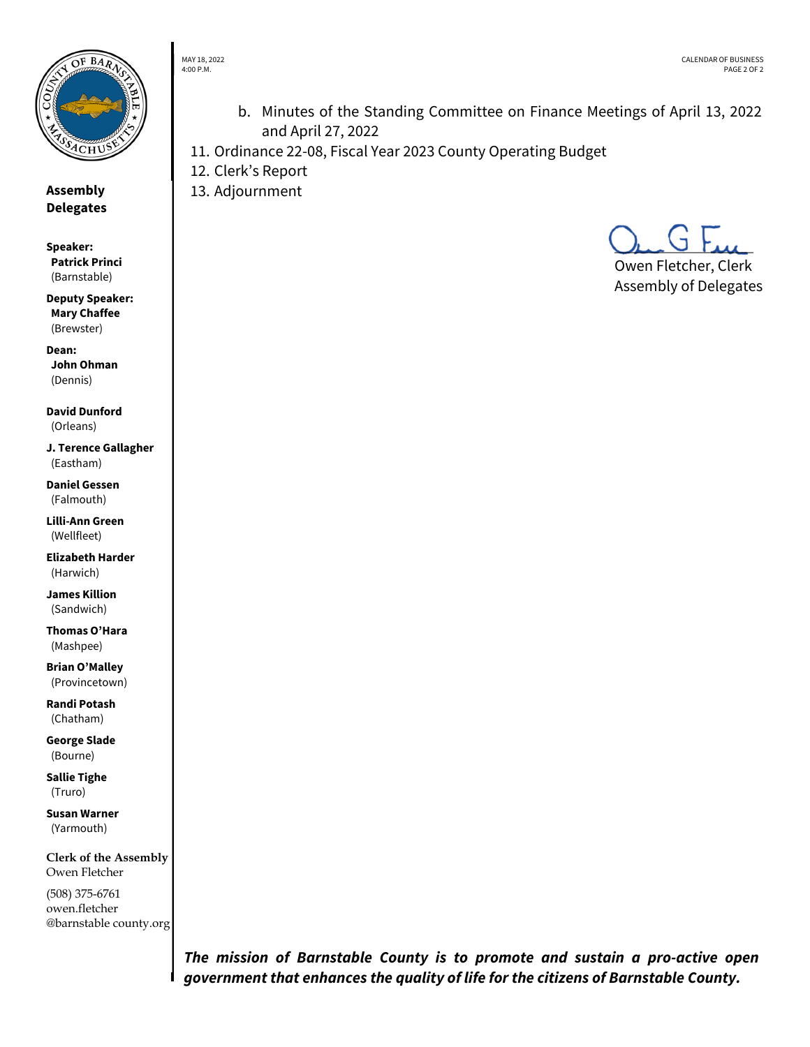b. Minutes of the Standing Committee on Finance Meetings of April 13, 2022 and April 27, 2022

11. Ordinance 22-08, Fiscal Year 2023 County Operating Budget
12. Clerk's Report
13. Adjournment

Owen Fletcher, Clerk
Assembly of Delegates

**Assembly Delegates**

**Speaker:**
**Patrick Princi**
(Barnstable)

**Deputy Speaker:**
**Mary Chaffee**
(Brewster)

**Dean:**
**John Ohman**
(Dennis)

**David Dunford**
(Orleans)

**J. Terence Gallagher**
(Eastham)

**Daniel Gessen**
(Falmouth)

**Lilli-Ann Green**
(Wellfleet)

**Elizabeth Harder**
(Harwich)

**James Killion**
(Sandwich)

**Thomas O'Hara**
(Mashpee)

**Brian O'Malley**
(Provincetown)

**Randi Potash**
(Chatham)

**George Slade**
(Bourne)

**Sallie Tighe**
(Truro)

**Susan Warner**
(Yarmouth)

**Clerk of the Assembly**
Owen Fletcher

(508) 375-6761
owen.fletcher
@barnstable county.org

***The mission of Barnstable County is to promote and sustain a pro-active open government that enhances the quality of life for the citizens of Barnstable County.***